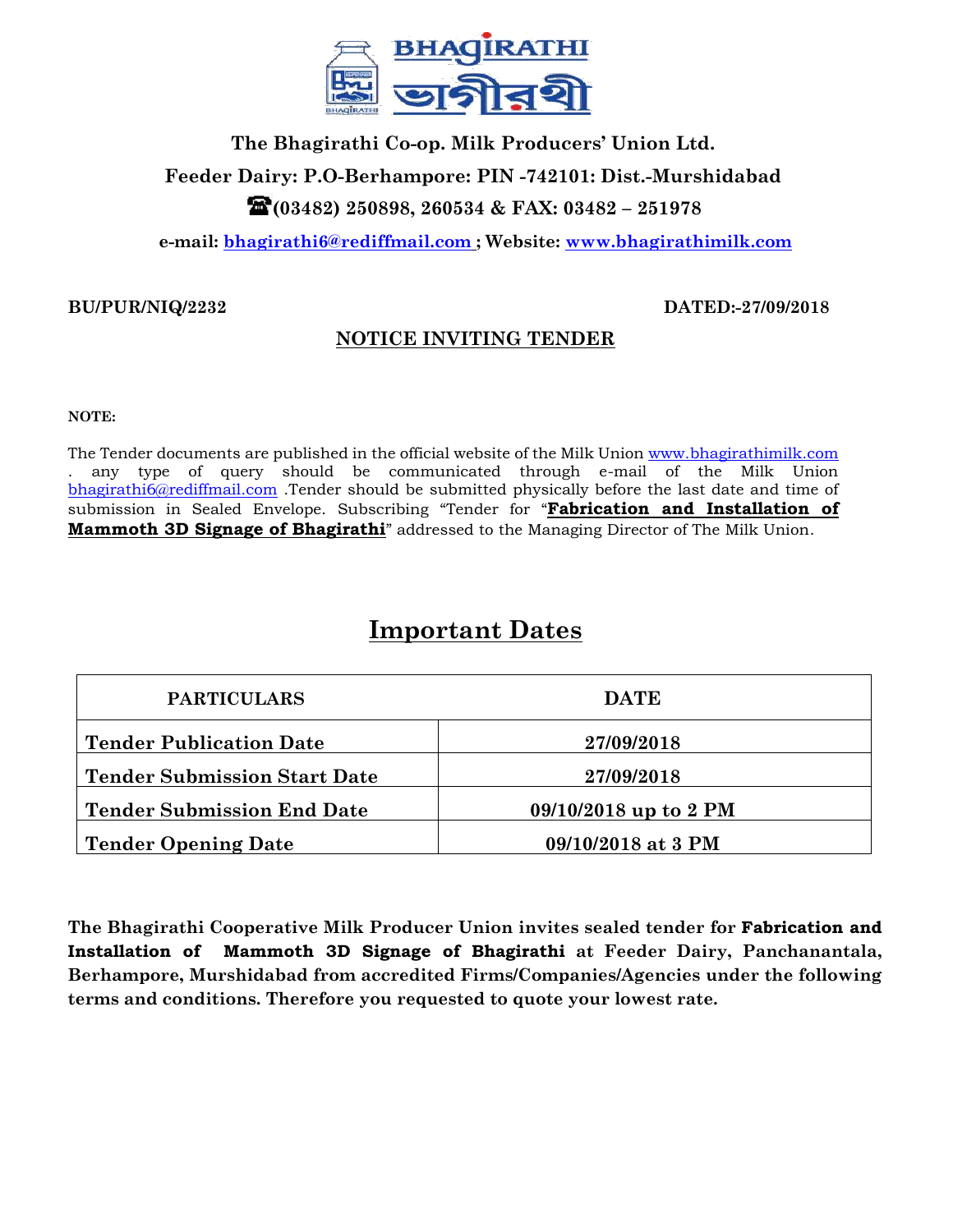# The Bhagirathi Co-op. Milk Producers' Union Ltd.

**Feeder Dairy: P.O-Berhampore: PIN -742101: Dist.-Murshidabad**

**☎(03482) 250898, 260534 & FAX: 03482 – 251978**

**e-mail: bhagirathi6@rediffmail.com ; Website: www.bhagirathimilk.com**

**BU/PUR/NIQ/2232** **DATED:-27/09/2018**

## NOTICE INVITING TENDER

**NOTE:**

The Tender documents are published in the official website of the Milk Union www.bhagirathimilk.com . any type of query should be communicated through e-mail of the Milk Union bhagirathi6@rediffmail.com .Tender should be submitted physically before the last date and time of submission in Sealed Envelope. Subscribing "Tender for "**Fabrication and Installation of Mammoth 3D Signage of Bhagirathi**" addressed to the Managing Director of The Milk Union.

## Important Dates

| PARTICULARS | DATE |
|---|---|
| Tender Publication Date | 27/09/2018 |
| Tender Submission Start Date | 27/09/2018 |
| Tender Submission End Date | 09/10/2018 up to 2 PM |
| Tender Opening Date | 09/10/2018 at 3 PM |

**The Bhagirathi Cooperative Milk Producer Union invites sealed tender for Fabrication and Installation of Mammoth 3D Signage of Bhagirathi at Feeder Dairy, Panchanantala, Berhampore, Murshidabad from accredited Firms/Companies/Agencies under the following terms and conditions. Therefore you requested to quote your lowest rate.**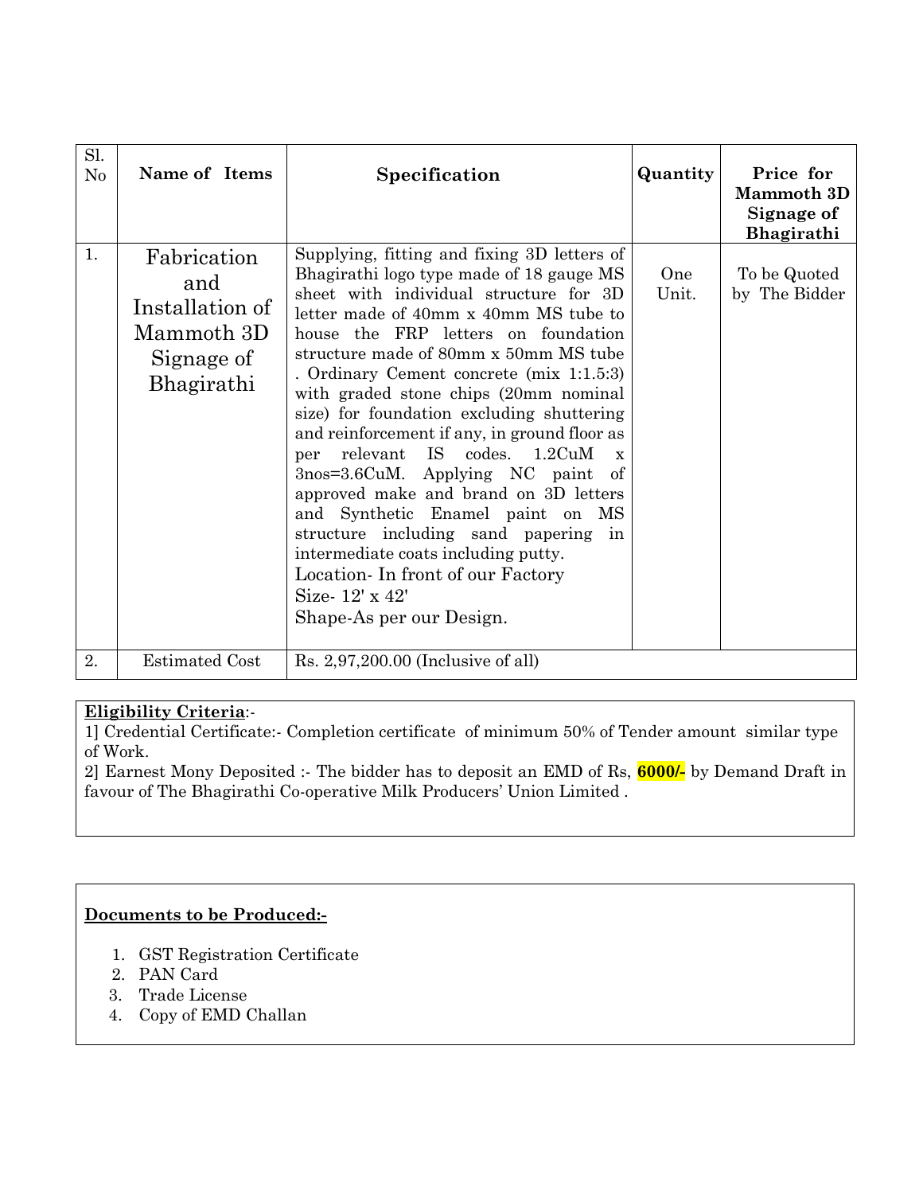| Sl. No | Name of Items | Specification | Quantity | Price for Mammoth 3D Signage of Bhagirathi |
|---|---|---|---|---|
| 1. | Fabrication and Installation of Mammoth 3D Signage of Bhagirathi | Supplying, fitting and fixing 3D letters of Bhagirathi logo type made of 18 gauge MS sheet with individual structure for 3D letter made of 40mm x 40mm MS tube to house the FRP letters on foundation structure made of 80mm x 50mm MS tube . Ordinary Cement concrete (mix 1:1.5:3) with graded stone chips (20mm nominal size) for foundation excluding shuttering and reinforcement if any, in ground floor as per relevant IS codes. 1.2CuM x 3nos=3.6CuM. Applying NC paint of approved make and brand on 3D letters and Synthetic Enamel paint on MS structure including sand papering in intermediate coats including putty.<br>Location- In front of our Factory<br>Size- 12' x 42'<br>Shape-As per our Design. | One Unit. | To be Quoted by The Bidder |
| 2. | Estimated Cost | Rs. 2,97,200.00 (Inclusive of all) | | |

**Eligibility Criteria**:-

1] Credential Certificate:- Completion certificate of minimum 50% of Tender amount similar type of Work.

2] Earnest Mony Deposited :- The bidder has to deposit an EMD of Rs, **6000/-** by Demand Draft in favour of The Bhagirathi Co-operative Milk Producers' Union Limited .

**Documents to be Produced:-**

1. GST Registration Certificate
2. PAN Card
3. Trade License
4. Copy of EMD Challan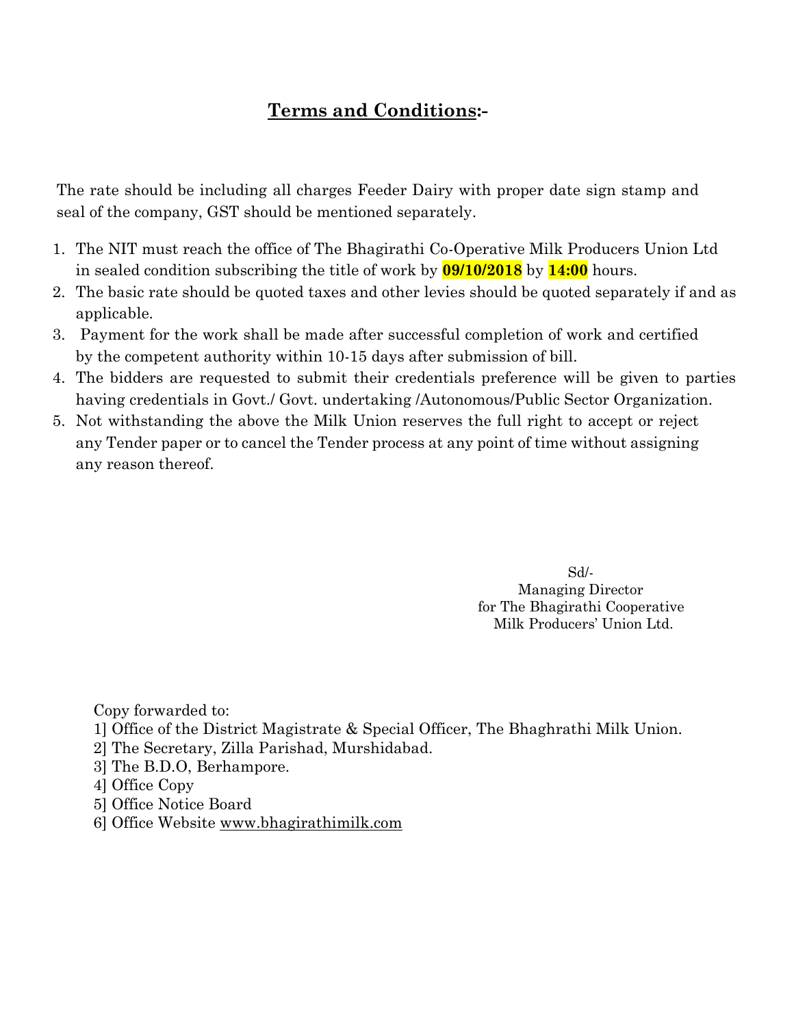## Terms and Conditions:-

The rate should be including all charges Feeder Dairy with proper date sign stamp and seal of the company, GST should be mentioned separately.

1. The NIT must reach the office of The Bhagirathi Co-Operative Milk Producers Union Ltd in sealed condition subscribing the title of work by **09/10/2018** by **14:00** hours.
2. The basic rate should be quoted taxes and other levies should be quoted separately if and as applicable.
3. Payment for the work shall be made after successful completion of work and certified by the competent authority within 10-15 days after submission of bill.
4. The bidders are requested to submit their credentials preference will be given to parties having credentials in Govt./ Govt. undertaking /Autonomous/Public Sector Organization.
5. Not withstanding the above the Milk Union reserves the full right to accept or reject any Tender paper or to cancel the Tender process at any point of time without assigning any reason thereof.

Sd/-
Managing Director
for The Bhagirathi Cooperative
Milk Producers' Union Ltd.

Copy forwarded to:
1] Office of the District Magistrate & Special Officer, The Bhaghrathi Milk Union.
2] The Secretary, Zilla Parishad, Murshidabad.
3] The B.D.O, Berhampore.
4] Office Copy
5] Office Notice Board
6] Office Website www.bhagirathimilk.com